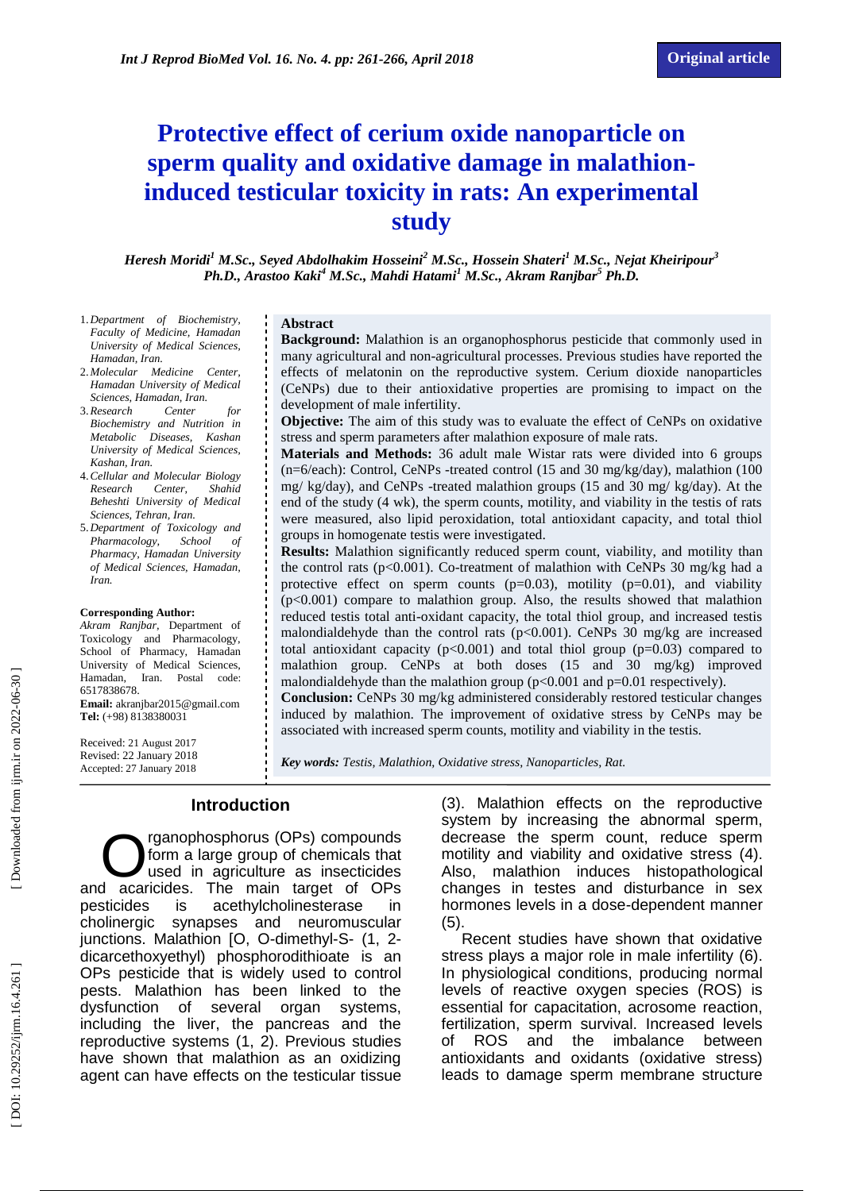Original article

# Protective effect of cerium oxide nanoparticle on sperm quality and oxidative damage in malathion-induced testicular toxicity in rats: An experimental study

***Heresh Moridi[1] M.Sc., Seyed Abdolhakim Hosseini[2] M.Sc., Hossein Shateri[1] M.Sc., Nejat Kheiripour[3] Ph.D., Arastoo Kaki[4] M.Sc., Mahdi Hatami[1] M.Sc., Akram Ranjbar[5] Ph.D.***

1. *Department of Biochemistry, Faculty of Medicine, Hamadan University of Medical Sciences, Hamadan, Iran.*
2. *Molecular Medicine Center, Hamadan University of Medical Sciences, Hamadan, Iran.*
3. *Research Center for Biochemistry and Nutrition in Metabolic Diseases, Kashan University of Medical Sciences, Kashan, Iran.*
4. *Cellular and Molecular Biology Research Center, Shahid Beheshti University of Medical Sciences, Tehran, Iran.*
5. *Department of Toxicology and Pharmacology, School of Pharmacy, Hamadan University of Medical Sciences, Hamadan, Iran.*

**Corresponding Author:**
*Akram Ranjbar,* Department of Toxicology and Pharmacology, School of Pharmacy, Hamadan University of Medical Sciences, Hamadan, Iran. Postal code: 6517838678.
**Email:** akranjbar2015@gmail.com
**Tel:** (+98) 8138380031

Received: 21 August 2017
Revised: 22 January 2018
Accepted: 27 January 2018

## Abstract

**Background:** Malathion is an organophosphorus pesticide that commonly used in many agricultural and non-agricultural processes. Previous studies have reported the effects of melatonin on the reproductive system. Cerium dioxide nanoparticles (CeNPs) due to their antioxidative properties are promising to impact on the development of male infertility.

**Objective:** The aim of this study was to evaluate the effect of CeNPs on oxidative stress and sperm parameters after malathion exposure of male rats.

**Materials and Methods:** 36 adult male Wistar rats were divided into 6 groups (n=6/each): Control, CeNPs -treated control (15 and 30 mg/kg/day), malathion (100 mg/ kg/day), and CeNPs -treated malathion groups (15 and 30 mg/ kg/day). At the end of the study (4 wk), the sperm counts, motility, and viability in the testis of rats were measured, also lipid peroxidation, total antioxidant capacity, and total thiol groups in homogenate testis were investigated.

**Results:** Malathion significantly reduced sperm count, viability, and motility than the control rats ($p<0.001$). Co-treatment of malathion with CeNPs 30 mg/kg had a protective effect on sperm counts ($p=0.03$), motility ($p=0.01$), and viability ($p<0.001$) compare to malathion group. Also, the results showed that malathion reduced testis total anti-oxidant capacity, the total thiol group, and increased testis malondialdehyde than the control rats ($p<0.001$). CeNPs 30 mg/kg are increased total antioxidant capacity ($p<0.001$) and total thiol group ($p=0.03$) compared to malathion group. CeNPs at both doses (15 and 30 mg/kg) improved malondialdehyde than the malathion group ($p<0.001$ and $p=0.01$ respectively).

**Conclusion:** CeNPs 30 mg/kg administered considerably restored testicular changes induced by malathion. The improvement of oxidative stress by CeNPs may be associated with increased sperm counts, motility and viability in the testis.

***Key words:*** *Testis, Malathion, Oxidative stress, Nanoparticles, Rat.*

## Introduction

Organophosphorus (OPs) compounds form a large group of chemicals that used in agriculture as insecticides and acaricides. The main target of OPs pesticides is acethylcholinesterase in cholinergic synapses and neuromuscular junctions. Malathion [O, O-dimethyl-S- (1, 2-dicarcethoxyethyl) phosphorodithioate is an OPs pesticide that is widely used to control pests. Malathion has been linked to the dysfunction of several organ systems, including the liver, the pancreas and the reproductive systems (1, 2). Previous studies have shown that malathion as an oxidizing agent can have effects on the testicular tissue (3). Malathion effects on the reproductive system by increasing the abnormal sperm, decrease the sperm count, reduce sperm motility and viability and oxidative stress (4). Also, malathion induces histopathological changes in testes and disturbance in sex hormones levels in a dose-dependent manner (5).

Recent studies have shown that oxidative stress plays a major role in male infertility (6). In physiological conditions, producing normal levels of reactive oxygen species (ROS) is essential for capacitation, acrosome reaction, fertilization, sperm survival. Increased levels of ROS and the imbalance between antioxidants and oxidants (oxidative stress) leads to damage sperm membrane structure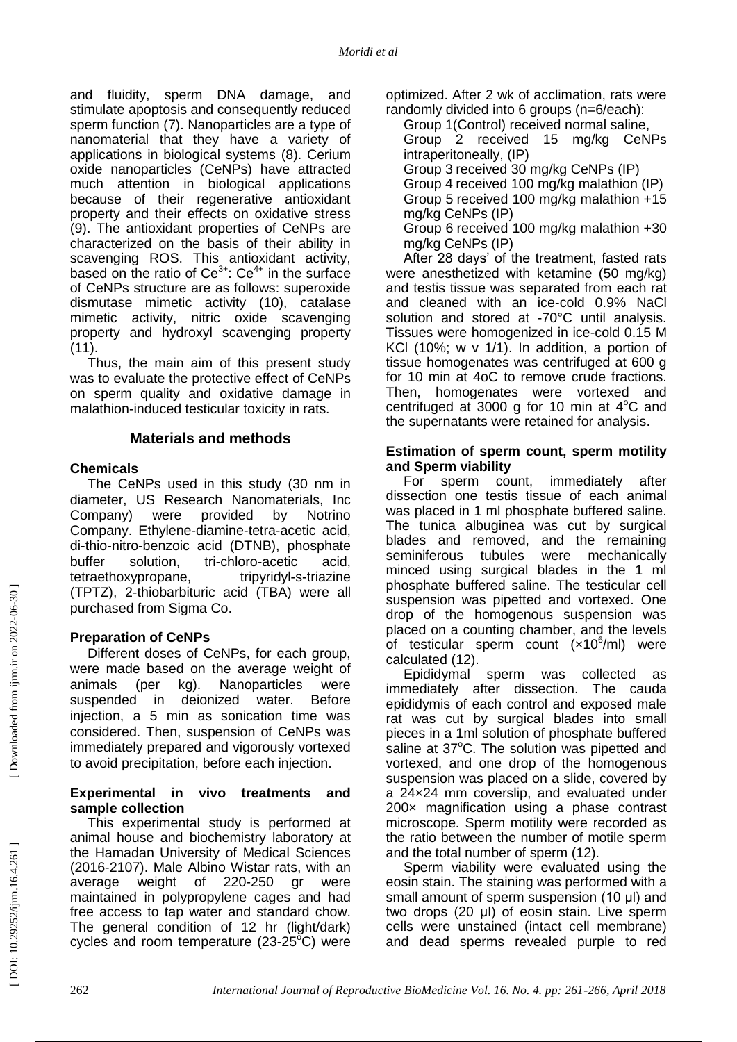and fluidity, sperm DNA damage, and stimulate apoptosis and consequently reduced sperm function (7). Nanoparticles are a type of nanomaterial that they have a variety of applications in biological systems (8). Cerium oxide nanoparticles (CeNPs) have attracted much attention in biological applications because of their regenerative antioxidant property and their effects on oxidative stress (9). The antioxidant properties of CeNPs are characterized on the basis of their ability in scavenging ROS. This antioxidant activity, based on the ratio of $Ce^{3+}$: $Ce^{4+}$ in the surface of CeNPs structure are as follows: superoxide dismutase mimetic activity (10), catalase mimetic activity, nitric oxide scavenging property and hydroxyl scavenging property (11).

Thus, the main aim of this present study was to evaluate the protective effect of CeNPs on sperm quality and oxidative damage in malathion-induced testicular toxicity in rats.

## Materials and methods

### Chemicals

The CeNPs used in this study (30 nm in diameter, US Research Nanomaterials, Inc Company) were provided by Notrino Company. Ethylene-diamine-tetra-acetic acid, di-thio-nitro-benzoic acid (DTNB), phosphate buffer solution, tri-chloro-acetic acid, tetraethoxypropane, tripyridyl-s-triazine (TPTZ), 2-thiobarbituric acid (TBA) were all purchased from Sigma Co.

### Preparation of CeNPs

Different doses of CeNPs, for each group, were made based on the average weight of animals (per kg). Nanoparticles were suspended in deionized water. Before injection, a 5 min as sonication time was considered. Then, suspension of CeNPs was immediately prepared and vigorously vortexed to avoid precipitation, before each injection.

### Experimental in vivo treatments and sample collection

This experimental study is performed at animal house and biochemistry laboratory at the Hamadan University of Medical Sciences (2016-2107). Male Albino Wistar rats, with an average weight of 220-250 gr were maintained in polypropylene cages and had free access to tap water and standard chow. The general condition of 12 hr (light/dark) cycles and room temperature (23-25$^{o}$C) were optimized. After 2 wk of acclimation, rats were randomly divided into 6 groups (n=6/each):

Group 1(Control) received normal saline,
Group 2 received 15 mg/kg CeNPs intraperitoneally, (IP)
Group 3 received 30 mg/kg CeNPs (IP)
Group 4 received 100 mg/kg malathion (IP)
Group 5 received 100 mg/kg malathion +15 mg/kg CeNPs (IP)
Group 6 received 100 mg/kg malathion +30 mg/kg CeNPs (IP)

After 28 days' of the treatment, fasted rats were anesthetized with ketamine (50 mg/kg) and testis tissue was separated from each rat and cleaned with an ice-cold 0.9% NaCl solution and stored at -70°C until analysis. Tissues were homogenized in ice-cold 0.15 M KCl (10%; w v 1/1). In addition, a portion of tissue homogenates was centrifuged at 600 g for 10 min at 4oC to remove crude fractions. Then, homogenates were vortexed and centrifuged at 3000 g for 10 min at 4$^{o}$C and the supernatants were retained for analysis.

### Estimation of sperm count, sperm motility and Sperm viability

For sperm count, immediately after dissection one testis tissue of each animal was placed in 1 ml phosphate buffered saline. The tunica albuginea was cut by surgical blades and removed, and the remaining seminiferous tubules were mechanically minced using surgical blades in the 1 ml phosphate buffered saline. The testicular cell suspension was pipetted and vortexed. One drop of the homogenous suspension was placed on a counting chamber, and the levels of testicular sperm count ($\times10^{6}$/ml) were calculated (12).

Epididymal sperm was collected as immediately after dissection. The cauda epididymis of each control and exposed male rat was cut by surgical blades into small pieces in a 1ml solution of phosphate buffered saline at 37$^{o}$C. The solution was pipetted and vortexed, and one drop of the homogenous suspension was placed on a slide, covered by a 24×24 mm coverslip, and evaluated under 200× magnification using a phase contrast microscope. Sperm motility were recorded as the ratio between the number of motile sperm and the total number of sperm (12).

Sperm viability were evaluated using the eosin stain. The staining was performed with a small amount of sperm suspension (10 µl) and two drops (20 µl) of eosin stain. Live sperm cells were unstained (intact cell membrane) and dead sperms revealed purple to red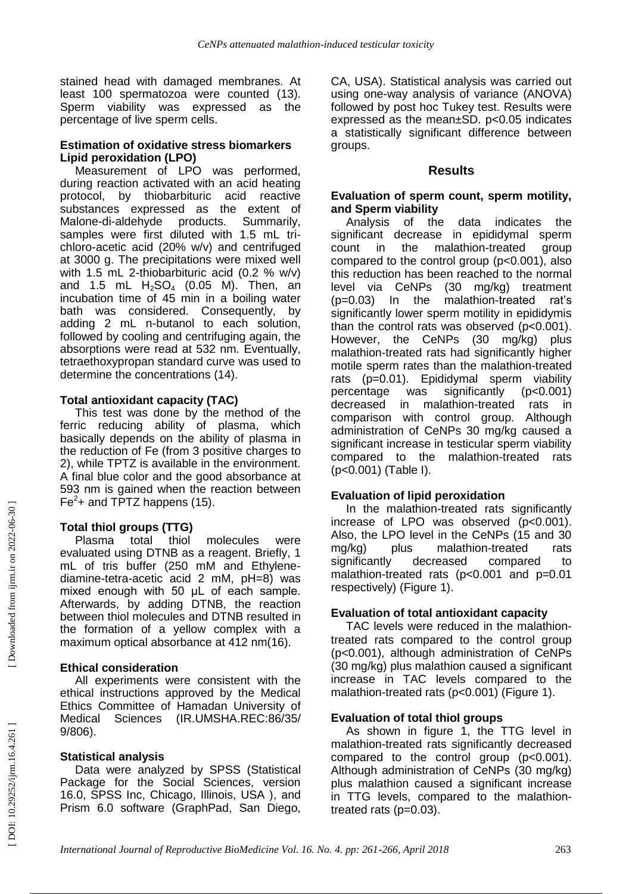stained head with damaged membranes. At least 100 spermatozoa were counted (13). Sperm viability was expressed as the percentage of live sperm cells.

### Estimation of oxidative stress biomarkers

### Lipid peroxidation (LPO)

Measurement of LPO was performed, during reaction activated with an acid heating protocol, by thiobarbituric acid reactive substances expressed as the extent of Malone-di-aldehyde products. Summarily, samples were first diluted with 1.5 mL tri-chloro-acetic acid (20% w/v) and centrifuged at 3000 g. The precipitations were mixed well with 1.5 mL 2-thiobarbituric acid (0.2 % w/v) and 1.5 mL $H_2SO_4$ (0.05 M). Then, an incubation time of 45 min in a boiling water bath was considered. Consequently, by adding 2 mL n-butanol to each solution, followed by cooling and centrifuging again, the absorptions were read at 532 nm. Eventually, tetraethoxypropan standard curve was used to determine the concentrations (14).

### Total antioxidant capacity (TAC)

This test was done by the method of the ferric reducing ability of plasma, which basically depends on the ability of plasma in the reduction of Fe (from 3 positive charges to 2), while TPTZ is available in the environment. A final blue color and the good absorbance at 593 nm is gained when the reaction between $Fe^{2}$+ and TPTZ happens (15).

### Total thiol groups (TTG)

Plasma total thiol molecules were evaluated using DTNB as a reagent. Briefly, 1 mL of tris buffer (250 mM and Ethylene-diamine-tetra-acetic acid 2 mM, pH=8) was mixed enough with 50 µL of each sample. Afterwards, by adding DTNB, the reaction between thiol molecules and DTNB resulted in the formation of a yellow complex with a maximum optical absorbance at 412 nm(16).

### Ethical consideration

All experiments were consistent with the ethical instructions approved by the Medical Ethics Committee of Hamadan University of Medical Sciences (IR.UMSHA.REC:86/35/9/806).

### Statistical analysis

Data were analyzed by SPSS (Statistical Package for the Social Sciences, version 16.0, SPSS Inc, Chicago, Illinois, USA ), and Prism 6.0 software (GraphPad, San Diego, CA, USA). Statistical analysis was carried out using one-way analysis of variance (ANOVA) followed by post hoc Tukey test. Results were expressed as the mean±SD. $p<0.05$ indicates a statistically significant difference between groups.

## Results

### Evaluation of sperm count, sperm motility, and Sperm viability

Analysis of the data indicates the significant decrease in epididymal sperm count in the malathion-treated group compared to the control group ($p<0.001$), also this reduction has been reached to the normal level via CeNPs (30 mg/kg) treatment ($p=0.03$) In the malathion-treated rat's significantly lower sperm motility in epididymis than the control rats was observed ($p<0.001$). However, the CeNPs (30 mg/kg) plus malathion-treated rats had significantly higher motile sperm rates than the malathion-treated rats ($p=0.01$). Epididymal sperm viability percentage was significantly ($p<0.001$) decreased in malathion-treated rats in comparison with control group. Although administration of CeNPs 30 mg/kg caused a significant increase in testicular sperm viability compared to the malathion-treated rats ($p<0.001$) (Table I).

### Evaluation of lipid peroxidation

In the malathion-treated rats significantly increase of LPO was observed ($p<0.001$). Also, the LPO level in the CeNPs (15 and 30 mg/kg) plus malathion-treated rats significantly decreased compared to malathion-treated rats ($p<0.001$ and $p=0.01$ respectively) (Figure 1).

### Evaluation of total antioxidant capacity

TAC levels were reduced in the malathion-treated rats compared to the control group ($p<0.001$), although administration of CeNPs (30 mg/kg) plus malathion caused a significant increase in TAC levels compared to the malathion-treated rats ($p<0.001$) (Figure 1).

### Evaluation of total thiol groups

As shown in figure 1, the TTG level in malathion-treated rats significantly decreased compared to the control group ($p<0.001$). Although administration of CeNPs (30 mg/kg) plus malathion caused a significant increase in TTG levels, compared to the malathion-treated rats ($p=0.03$).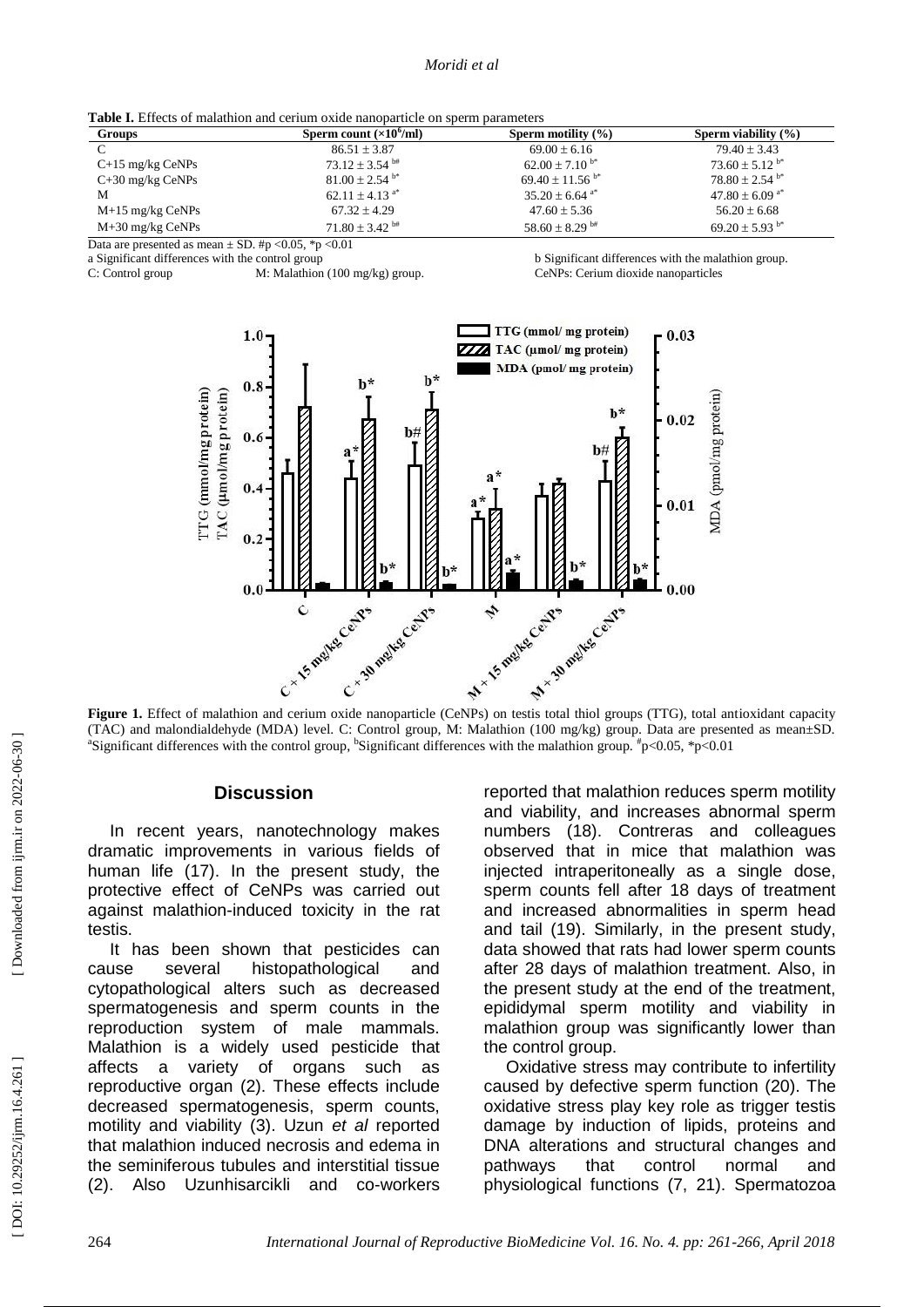**Table I.** Effects of malathion and cerium oxide nanoparticle on sperm parameters

| Groups | Sperm count ($\times 10^6$/ml) | Sperm motility (%) | Sperm viability (%) |
|---|---|---|---|
| C | 86.51 ± 3.87 | 69.00 ± 6.16 | 79.40 ± 3.43 |
| C+15 mg/kg CeNPs | 73.12 ± 3.54 [b#] | 62.00 ± 7.10 [b*] | 73.60 ± 5.12 [b*] |
| C+30 mg/kg CeNPs | 81.00 ± 2.54 [b*] | 69.40 ± 11.56 [b*] | 78.80 ± 2.54 [b*] |
| M | 62.11 ± 4.13 [a*] | 35.20 ± 6.64 [a*] | 47.80 ± 6.09 [a*] |
| M+15 mg/kg CeNPs | 67.32 ± 4.29 | 47.60 ± 5.36 | 56.20 ± 6.68 |
| M+30 mg/kg CeNPs | 71.80 ± 3.42 [b#] | 58.60 ± 8.29 [b#] | 69.20 ± 5.93 [b*] |

Data are presented as mean ± SD. #p <0.05, *p <0.01

a Significant differences with the control group

b Significant differences with the malathion group.

C: Control group M: Malathion (100 mg/kg) group. CeNPs: Cerium dioxide nanoparticles

TTG (mmol/ mg protein)
TAC (µmol/ mg protein)
MDA (pmol/ mg protein)

TTG (mmol/mg protein)
TAC (µmol/mg protein)

MDA (pmol/mg protein)

1.0
0.8
0.6
0.4
0.2
0.0

0.03
0.02
0.01
0.00

C
C + 15 mg/kg CeNPs
C + 30 mg/kg CeNPs
M
M + 15 mg/kg CeNPs
M + 30 mg/kg CeNPs

a*
b*
b*
b*
b#
b*
a*
a*
a*
b*
b#
b*
b*
b*

**Figure 1.** Effect of malathion and cerium oxide nanoparticle (CeNPs) on testis total thiol groups (TTG), total antioxidant capacity (TAC) and malondialdehyde (MDA) level. C: Control group, M: Malathion (100 mg/kg) group. Data are presented as mean±SD. [a]Significant differences with the control group, [b]Significant differences with the malathion group. #p<0.05, *p<0.01

## Discussion

In recent years, nanotechnology makes dramatic improvements in various fields of human life (17). In the present study, the protective effect of CeNPs was carried out against malathion-induced toxicity in the rat testis.

It has been shown that pesticides can cause several histopathological and cytopathological alters such as decreased spermatogenesis and sperm counts in the reproduction system of male mammals. Malathion is a widely used pesticide that affects a variety of organs such as reproductive organ (2). These effects include decreased spermatogenesis, sperm counts, motility and viability (3). Uzun *et al* reported that malathion induced necrosis and edema in the seminiferous tubules and interstitial tissue (2). Also Uzunhisarcikli and co-workers reported that malathion reduces sperm motility and viability, and increases abnormal sperm numbers (18). Contreras and colleagues observed that in mice that malathion was injected intraperitoneally as a single dose, sperm counts fell after 18 days of treatment and increased abnormalities in sperm head and tail (19). Similarly, in the present study, data showed that rats had lower sperm counts after 28 days of malathion treatment. Also, in the present study at the end of the treatment, epididymal sperm motility and viability in malathion group was significantly lower than the control group.

Oxidative stress may contribute to infertility caused by defective sperm function (20). The oxidative stress play key role as trigger testis damage by induction of lipids, proteins and DNA alterations and structural changes and pathways that control normal and physiological functions (7, 21). Spermatozoa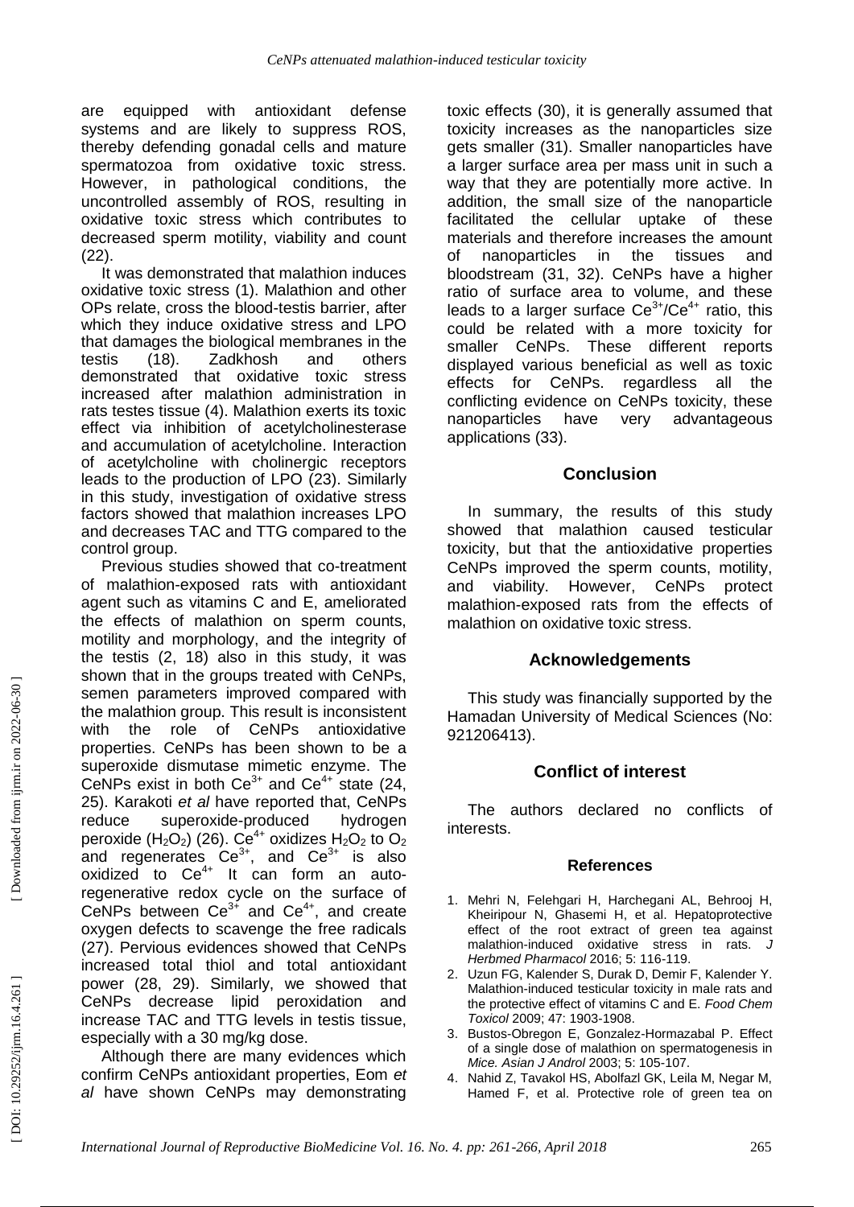are equipped with antioxidant defense systems and are likely to suppress ROS, thereby defending gonadal cells and mature spermatozoa from oxidative toxic stress. However, in pathological conditions, the uncontrolled assembly of ROS, resulting in oxidative toxic stress which contributes to decreased sperm motility, viability and count (22).

It was demonstrated that malathion induces oxidative toxic stress (1). Malathion and other OPs relate, cross the blood-testis barrier, after which they induce oxidative stress and LPO that damages the biological membranes in the testis (18). Zadkhosh and others demonstrated that oxidative toxic stress increased after malathion administration in rats testes tissue (4). Malathion exerts its toxic effect via inhibition of acetylcholinesterase and accumulation of acetylcholine. Interaction of acetylcholine with cholinergic receptors leads to the production of LPO (23). Similarly in this study, investigation of oxidative stress factors showed that malathion increases LPO and decreases TAC and TTG compared to the control group.

Previous studies showed that co-treatment of malathion-exposed rats with antioxidant agent such as vitamins C and E, ameliorated the effects of malathion on sperm counts, motility and morphology, and the integrity of the testis (2, 18) also in this study, it was shown that in the groups treated with CeNPs, semen parameters improved compared with the malathion group. This result is inconsistent with the role of CeNPs antioxidative properties. CeNPs has been shown to be a superoxide dismutase mimetic enzyme. The CeNPs exist in both $Ce^{3+}$ and $Ce^{4+}$ state (24, 25). Karakoti *et al* have reported that, CeNPs reduce superoxide-produced hydrogen peroxide ($H_2O_2$) (26). $Ce^{4+}$ oxidizes $H_2O_2$ to $O_2$ and regenerates $Ce^{3+}$, and $Ce^{3+}$ is also oxidized to $Ce^{4+}$ It can form an auto-regenerative redox cycle on the surface of CeNPs between $Ce^{3+}$ and $Ce^{4+}$, and create oxygen defects to scavenge the free radicals (27). Pervious evidences showed that CeNPs increased total thiol and total antioxidant power (28, 29). Similarly, we showed that CeNPs decrease lipid peroxidation and increase TAC and TTG levels in testis tissue, especially with a 30 mg/kg dose.

Although there are many evidences which confirm CeNPs antioxidant properties, Eom *et al* have shown CeNPs may demonstrating toxic effects (30), it is generally assumed that toxicity increases as the nanoparticles size gets smaller (31). Smaller nanoparticles have a larger surface area per mass unit in such a way that they are potentially more active. In addition, the small size of the nanoparticle facilitated the cellular uptake of these materials and therefore increases the amount of nanoparticles in the tissues and bloodstream (31, 32). CeNPs have a higher ratio of surface area to volume, and these leads to a larger surface $Ce^{3+}/Ce^{4+}$ ratio, this could be related with a more toxicity for smaller CeNPs. These different reports displayed various beneficial as well as toxic effects for CeNPs. regardless all the conflicting evidence on CeNPs toxicity, these nanoparticles have very advantageous applications (33).

## Conclusion

In summary, the results of this study showed that malathion caused testicular toxicity, but that the antioxidative properties CeNPs improved the sperm counts, motility, and viability. However, CeNPs protect malathion-exposed rats from the effects of malathion on oxidative toxic stress.

## Acknowledgements

This study was financially supported by the Hamadan University of Medical Sciences (No: 921206413).

## Conflict of interest

The authors declared no conflicts of interests.

## References

1. Mehri N, Felehgari H, Harchegani AL, Behrooj H, Kheiripour N, Ghasemi H, et al. Hepatoprotective effect of the root extract of green tea against malathion-induced oxidative stress in rats. *J Herbmed Pharmacol* 2016; 5: 116-119.
2. Uzun FG, Kalender S, Durak D, Demir F, Kalender Y. Malathion-induced testicular toxicity in male rats and the protective effect of vitamins C and E. *Food Chem Toxicol* 2009; 47: 1903-1908.
3. Bustos-Obregon E, Gonzalez-Hormazabal P. Effect of a single dose of malathion on spermatogenesis in *Mice. Asian J Androl* 2003; 5: 105-107.
4. Nahid Z, Tavakol HS, Abolfazl GK, Leila M, Negar M, Hamed F, et al. Protective role of green tea on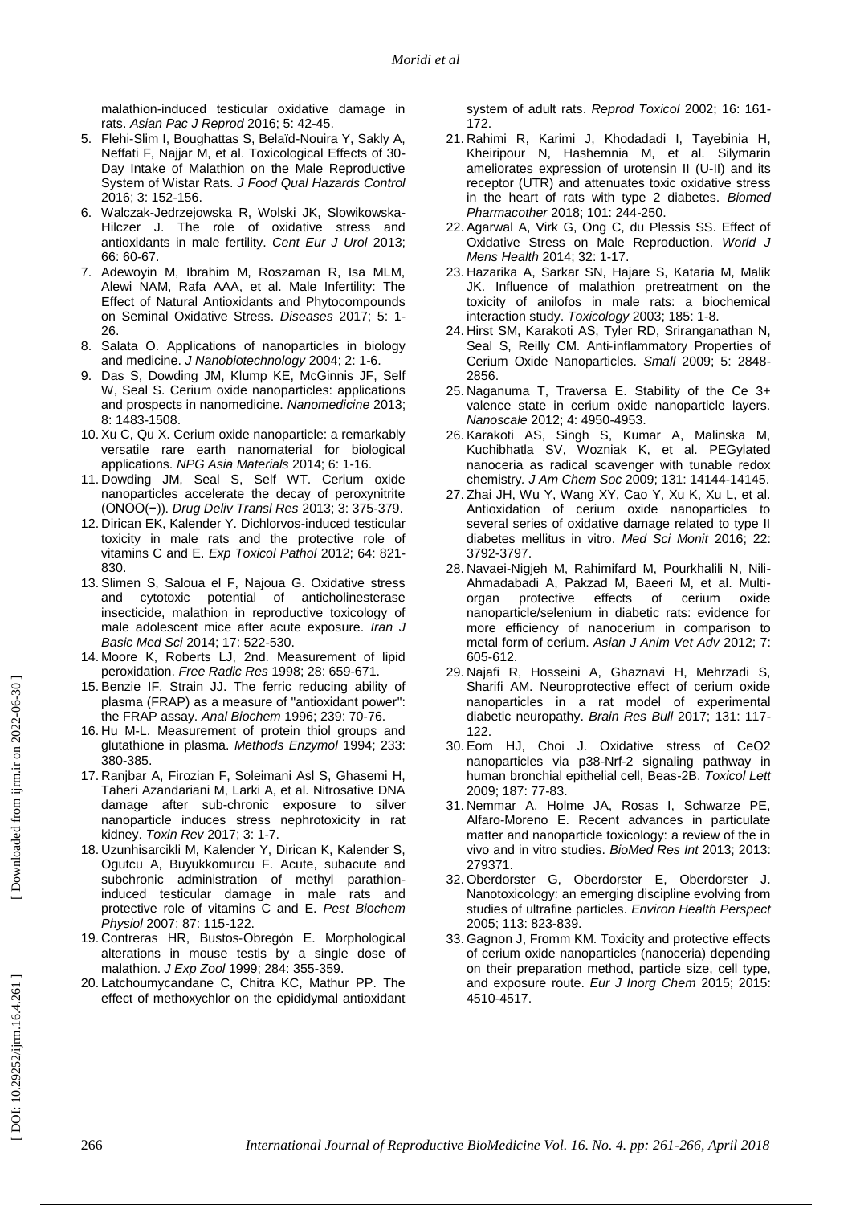malathion-induced testicular oxidative damage in rats. *Asian Pac J Reprod* 2016; 5: 42-45.

5. Flehi-Slim I, Boughattas S, Belaïd-Nouira Y, Sakly A, Neffati F, Najjar M, et al. Toxicological Effects of 30-Day Intake of Malathion on the Male Reproductive System of Wistar Rats. *J Food Qual Hazards Control* 2016; 3: 152-156.
6. Walczak-Jedrzejowska R, Wolski JK, Slowikowska-Hilczer J. The role of oxidative stress and antioxidants in male fertility. *Cent Eur J Urol* 2013; 66: 60-67.
7. Adewoyin M, Ibrahim M, Roszaman R, Isa MLM, Alewi NAM, Rafa AAA, et al. Male Infertility: The Effect of Natural Antioxidants and Phytocompounds on Seminal Oxidative Stress. *Diseases* 2017; 5: 1-26.
8. Salata O. Applications of nanoparticles in biology and medicine. *J Nanobiotechnology* 2004; 2: 1-6.
9. Das S, Dowding JM, Klump KE, McGinnis JF, Self W, Seal S. Cerium oxide nanoparticles: applications and prospects in nanomedicine. *Nanomedicine* 2013; 8: 1483-1508.
10. Xu C, Qu X. Cerium oxide nanoparticle: a remarkably versatile rare earth nanomaterial for biological applications. *NPG Asia Materials* 2014; 6: 1-16.
11. Dowding JM, Seal S, Self WT. Cerium oxide nanoparticles accelerate the decay of peroxynitrite (ONOO(−)). *Drug Deliv Transl Res* 2013; 3: 375-379.
12. Dirican EK, Kalender Y. Dichlorvos-induced testicular toxicity in male rats and the protective role of vitamins C and E. *Exp Toxicol Pathol* 2012; 64: 821-830.
13. Slimen S, Saloua el F, Najoua G. Oxidative stress and cytotoxic potential of anticholinesterase insecticide, malathion in reproductive toxicology of male adolescent mice after acute exposure. *Iran J Basic Med Sci* 2014; 17: 522-530.
14. Moore K, Roberts LJ, 2nd. Measurement of lipid peroxidation. *Free Radic Res* 1998; 28: 659-671.
15. Benzie IF, Strain JJ. The ferric reducing ability of plasma (FRAP) as a measure of "antioxidant power": the FRAP assay. *Anal Biochem* 1996; 239: 70-76.
16. Hu M-L. Measurement of protein thiol groups and glutathione in plasma. *Methods Enzymol* 1994; 233: 380-385.
17. Ranjbar A, Firozian F, Soleimani Asl S, Ghasemi H, Taheri Azandariani M, Larki A, et al. Nitrosative DNA damage after sub-chronic exposure to silver nanoparticle induces stress nephrotoxicity in rat kidney. *Toxin Rev* 2017; 3: 1-7.
18. Uzunhisarcikli M, Kalender Y, Dirican K, Kalender S, Ogutcu A, Buyukkomurcu F. Acute, subacute and subchronic administration of methyl parathion-induced testicular damage in male rats and protective role of vitamins C and E. *Pest Biochem Physiol* 2007; 87: 115-122.
19. Contreras HR, Bustos-Obregón E. Morphological alterations in mouse testis by a single dose of malathion. *J Exp Zool* 1999; 284: 355-359.
20. Latchoumycandane C, Chitra KC, Mathur PP. The effect of methoxychlor on the epididymal antioxidant system of adult rats. *Reprod Toxicol* 2002; 16: 161-172.
21. Rahimi R, Karimi J, Khodadadi I, Tayebinia H, Kheiripour N, Hashemnia M, et al. Silymarin ameliorates expression of urotensin II (U-II) and its receptor (UTR) and attenuates toxic oxidative stress in the heart of rats with type 2 diabetes. *Biomed Pharmacother* 2018; 101: 244-250.
22. Agarwal A, Virk G, Ong C, du Plessis SS. Effect of Oxidative Stress on Male Reproduction. *World J Mens Health* 2014; 32: 1-17.
23. Hazarika A, Sarkar SN, Hajare S, Kataria M, Malik JK. Influence of malathion pretreatment on the toxicity of anilofos in male rats: a biochemical interaction study. *Toxicology* 2003; 185: 1-8.
24. Hirst SM, Karakoti AS, Tyler RD, Sriranganathan N, Seal S, Reilly CM. Anti-inflammatory Properties of Cerium Oxide Nanoparticles. *Small* 2009; 5: 2848-2856.
25. Naganuma T, Traversa E. Stability of the Ce 3+ valence state in cerium oxide nanoparticle layers. *Nanoscale* 2012; 4: 4950-4953.
26. Karakoti AS, Singh S, Kumar A, Malinska M, Kuchibhatla SV, Wozniak K, et al. PEGylated nanoceria as radical scavenger with tunable redox chemistry. *J Am Chem Soc* 2009; 131: 14144-14145.
27. Zhai JH, Wu Y, Wang XY, Cao Y, Xu K, Xu L, et al. Antioxidation of cerium oxide nanoparticles to several series of oxidative damage related to type II diabetes mellitus in vitro. *Med Sci Monit* 2016; 22: 3792-3797.
28. Navaei-Nigjeh M, Rahimifard M, Pourkhalili N, Nili-Ahmadabadi A, Pakzad M, Baeeri M, et al. Multi-organ protective effects of cerium oxide nanoparticle/selenium in diabetic rats: evidence for more efficiency of nanocerium in comparison to metal form of cerium. *Asian J Anim Vet Adv* 2012; 7: 605-612.
29. Najafi R, Hosseini A, Ghaznavi H, Mehrzadi S, Sharifi AM. Neuroprotective effect of cerium oxide nanoparticles in a rat model of experimental diabetic neuropathy. *Brain Res Bull* 2017; 131: 117-122.
30. Eom HJ, Choi J. Oxidative stress of CeO2 nanoparticles via p38-Nrf-2 signaling pathway in human bronchial epithelial cell, Beas-2B. *Toxicol Lett* 2009; 187: 77-83.
31. Nemmar A, Holme JA, Rosas I, Schwarze PE, Alfaro-Moreno E. Recent advances in particulate matter and nanoparticle toxicology: a review of the in vivo and in vitro studies. *BioMed Res Int* 2013; 2013: 279371.
32. Oberdorster G, Oberdorster E, Oberdorster J. Nanotoxicology: an emerging discipline evolving from studies of ultrafine particles. *Environ Health Perspect* 2005; 113: 823-839.
33. Gagnon J, Fromm KM. Toxicity and protective effects of cerium oxide nanoparticles (nanoceria) depending on their preparation method, particle size, cell type, and exposure route. *Eur J Inorg Chem* 2015; 2015: 4510-4517.